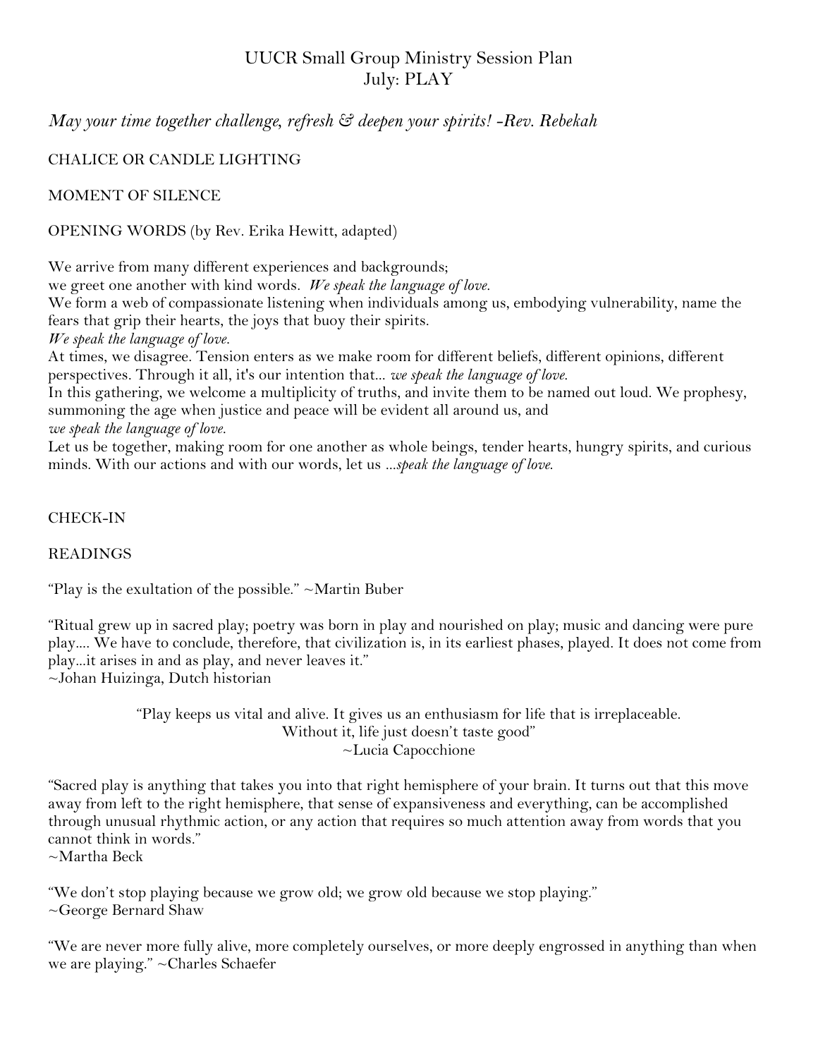# UUCR Small Group Ministry Session Plan
## July: PLAY

*May your time together challenge, refresh & deepen your spirits! -Rev. Rebekah*

CHALICE OR CANDLE LIGHTING

MOMENT OF SILENCE

OPENING WORDS (by Rev. Erika Hewitt, adapted)

We arrive from many different experiences and backgrounds;
we greet one another with kind words. *We speak the language of love.*
We form a web of compassionate listening when individuals among us, embodying vulnerability, name the fears that grip their hearts, the joys that buoy their spirits.
*We speak the language of love.*
At times, we disagree. Tension enters as we make room for different beliefs, different opinions, different perspectives. Through it all, it's our intention that... *we speak the language of love.*
In this gathering, we welcome a multiplicity of truths, and invite them to be named out loud. We prophesy, summoning the age when justice and peace will be evident all around us, and
*we speak the language of love.*
Let us be together, making room for one another as whole beings, tender hearts, hungry spirits, and curious minds. With our actions and with our words, let us *...speak the language of love.*

CHECK-IN

READINGS

"Play is the exultation of the possible." ~Martin Buber

"Ritual grew up in sacred play; poetry was born in play and nourished on play; music and dancing were pure play.... We have to conclude, therefore, that civilization is, in its earliest phases, played. It does not come from play...it arises in and as play, and never leaves it."
~Johan Huizinga, Dutch historian

"Play keeps us vital and alive. It gives us an enthusiasm for life that is irreplaceable.
Without it, life just doesn't taste good"
~Lucia Capocchione

"Sacred play is anything that takes you into that right hemisphere of your brain. It turns out that this move away from left to the right hemisphere, that sense of expansiveness and everything, can be accomplished through unusual rhythmic action, or any action that requires so much attention away from words that you cannot think in words."
~Martha Beck

"We don't stop playing because we grow old; we grow old because we stop playing."
~George Bernard Shaw

"We are never more fully alive, more completely ourselves, or more deeply engrossed in anything than when we are playing." ~Charles Schaefer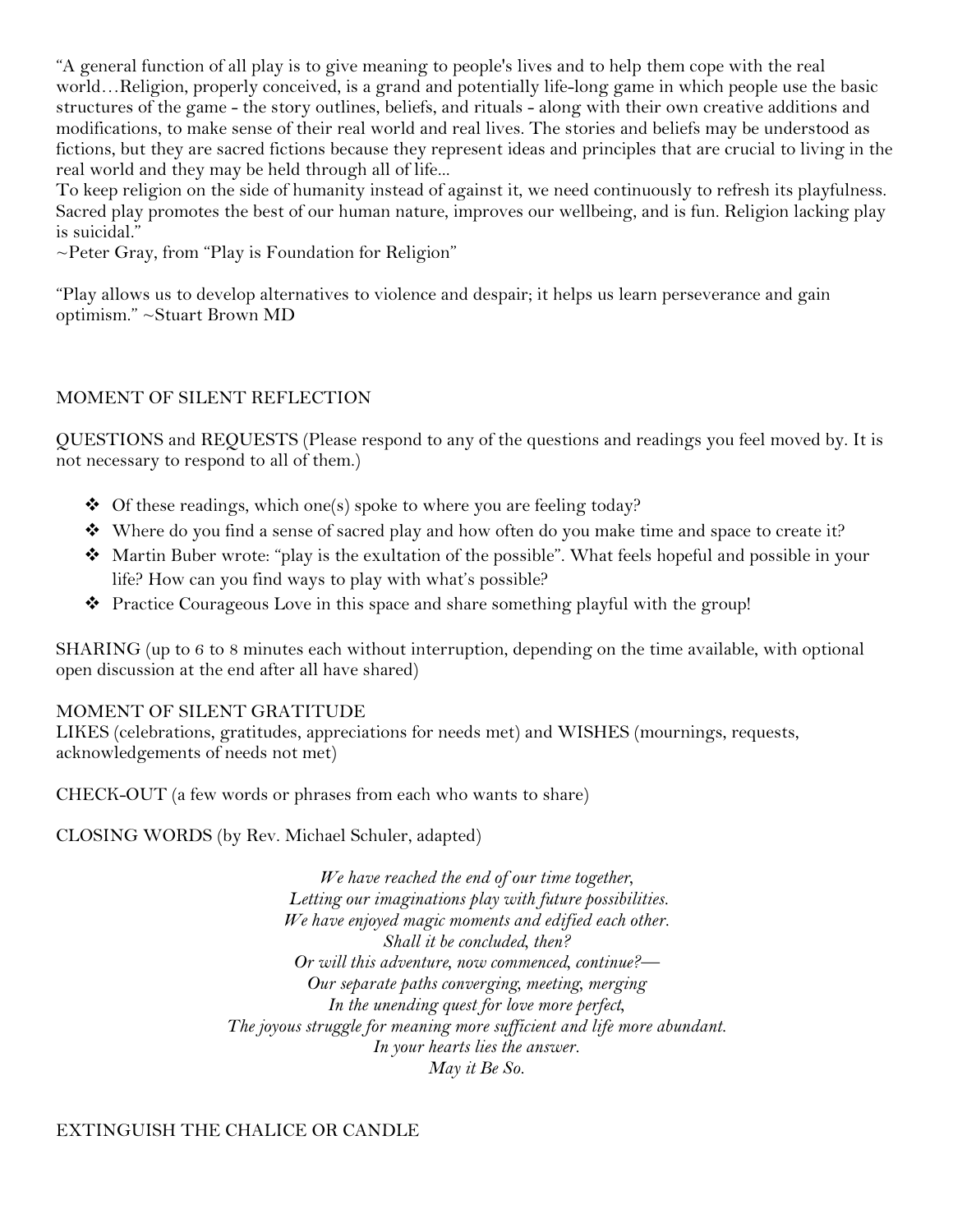"A general function of all play is to give meaning to people's lives and to help them cope with the real world…Religion, properly conceived, is a grand and potentially life-long game in which people use the basic structures of the game - the story outlines, beliefs, and rituals - along with their own creative additions and modifications, to make sense of their real world and real lives. The stories and beliefs may be understood as fictions, but they are sacred fictions because they represent ideas and principles that are crucial to living in the real world and they may be held through all of life...
To keep religion on the side of humanity instead of against it, we need continuously to refresh its playfulness. Sacred play promotes the best of our human nature, improves our wellbeing, and is fun. Religion lacking play is suicidal."
~Peter Gray, from "Play is Foundation for Religion"

"Play allows us to develop alternatives to violence and despair; it helps us learn perseverance and gain optimism." ~Stuart Brown MD

MOMENT OF SILENT REFLECTION

QUESTIONS and REQUESTS (Please respond to any of the questions and readings you feel moved by. It is not necessary to respond to all of them.)

- Of these readings, which one(s) spoke to where you are feeling today?
- Where do you find a sense of sacred play and how often do you make time and space to create it?
- Martin Buber wrote: "play is the exultation of the possible". What feels hopeful and possible in your life? How can you find ways to play with what's possible?
- Practice Courageous Love in this space and share something playful with the group!

SHARING (up to 6 to 8 minutes each without interruption, depending on the time available, with optional open discussion at the end after all have shared)

MOMENT OF SILENT GRATITUDE
LIKES (celebrations, gratitudes, appreciations for needs met) and WISHES (mournings, requests, acknowledgements of needs not met)

CHECK-OUT (a few words or phrases from each who wants to share)

CLOSING WORDS (by Rev. Michael Schuler, adapted)

*We have reached the end of our time together,*
*Letting our imaginations play with future possibilities.*
*We have enjoyed magic moments and edified each other.*
*Shall it be concluded, then?*
*Or will this adventure, now commenced, continue?—*
*Our separate paths converging, meeting, merging*
*In the unending quest for love more perfect,*
*The joyous struggle for meaning more sufficient and life more abundant.*
*In your hearts lies the answer.*
*May it Be So.*

EXTINGUISH THE CHALICE OR CANDLE